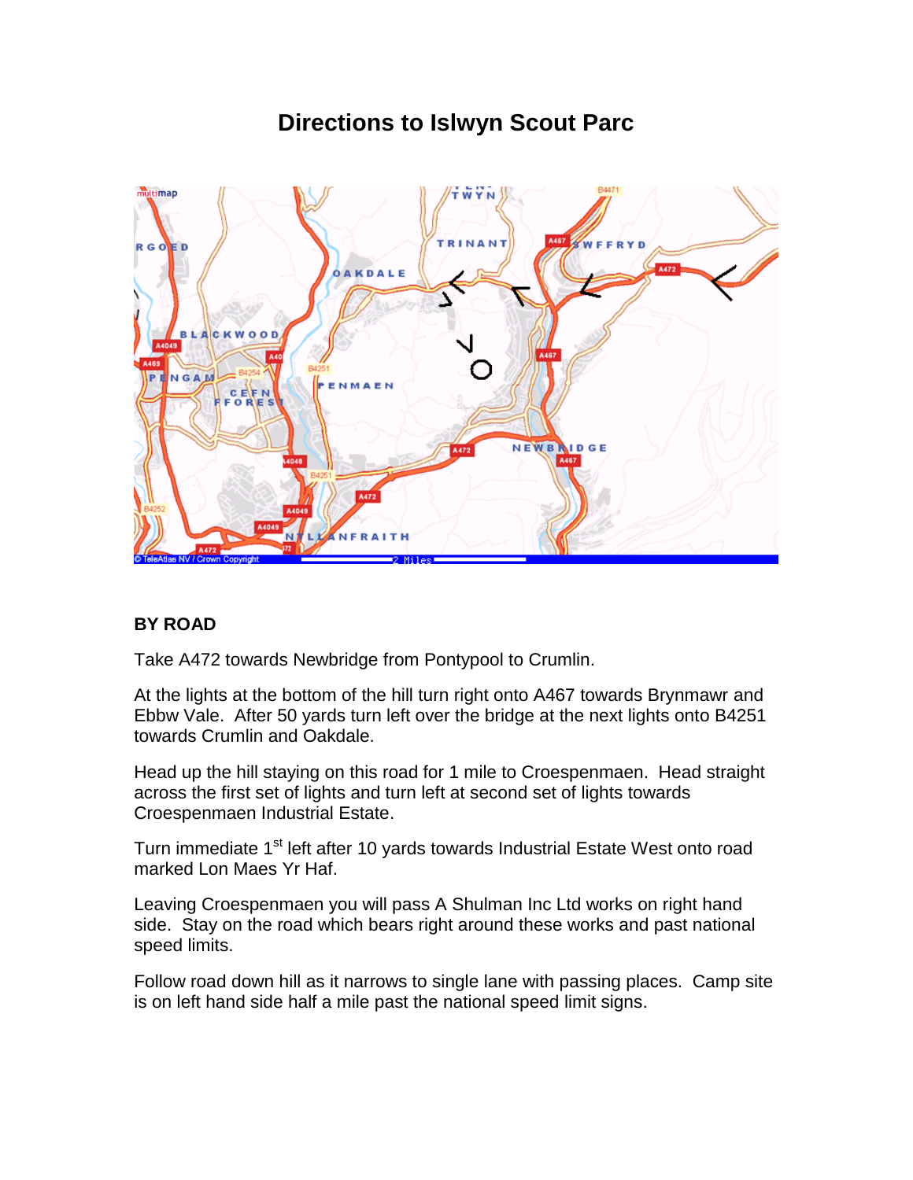# Directions to Islwyn Scout Parc

## BY ROAD

Take A472 towards Newbridge from Pontypool to Crumlin.

At the lights at the bottom of the hill turn right onto A467 towards Brynmawr and Ebbw Vale. After 50 yards turn left over the bridge at the next lights onto B4251 towards Crumlin and Oakdale.

Head up the hill staying on this road for 1 mile to Croespenmaen. Head straight across the first set of lights and turn left at second set of lights towards Croespenmaen Industrial Estate.

Turn immediate 1st left after 10 yards towards Industrial Estate West onto road marked Lon Maes Yr Haf.

Leaving Croespenmaen you will pass A Shulman Inc Ltd works on right hand side. Stay on the road which bears right around these works and past national speed limits.

Follow road down hill as it narrows to single lane with passing places. Camp site is on left hand side half a mile past the national speed limit signs.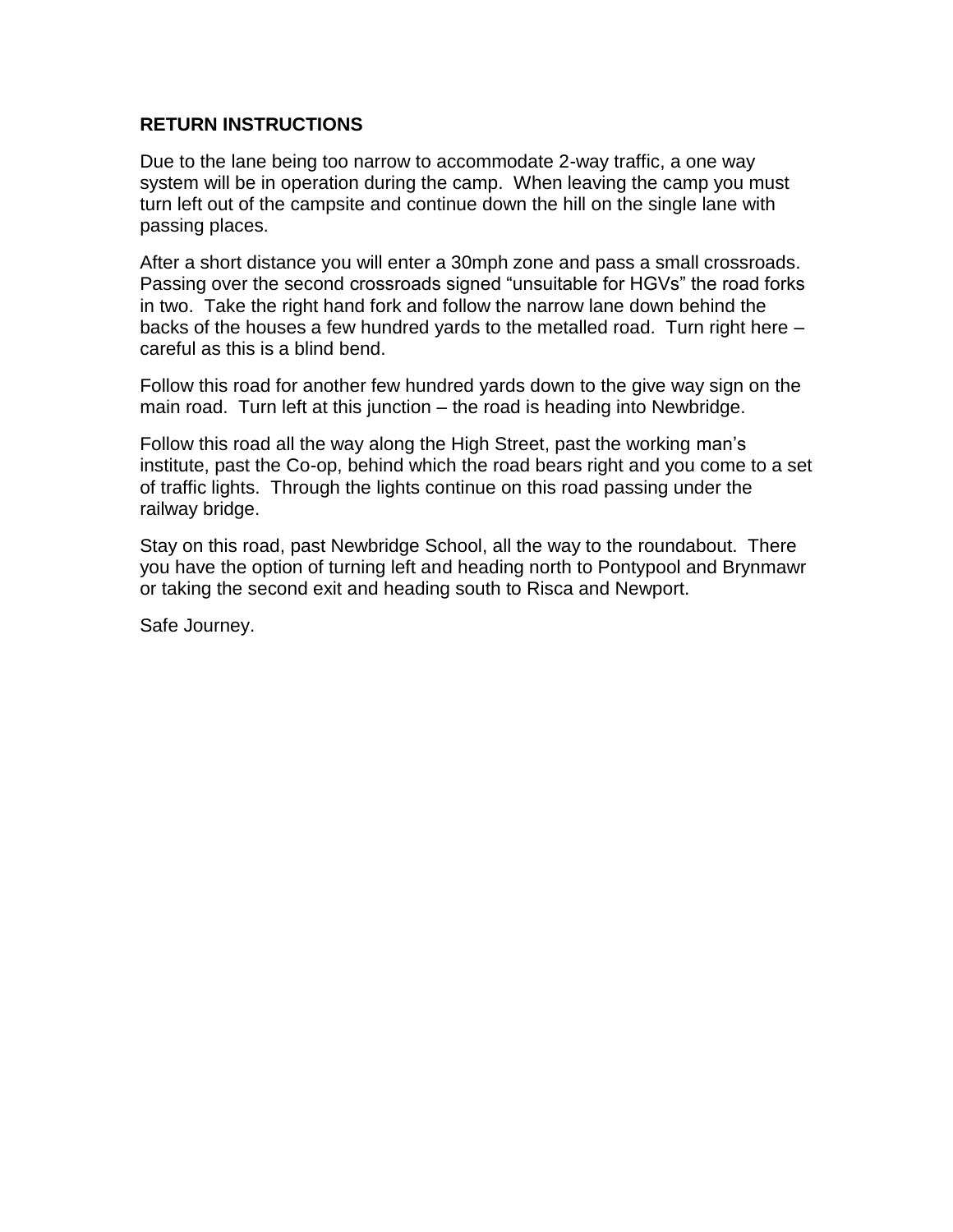**RETURN INSTRUCTIONS**

Due to the lane being too narrow to accommodate 2-way traffic, a one way system will be in operation during the camp. When leaving the camp you must turn left out of the campsite and continue down the hill on the single lane with passing places.

After a short distance you will enter a 30mph zone and pass a small crossroads. Passing over the second crossroads signed "unsuitable for HGVs" the road forks in two. Take the right hand fork and follow the narrow lane down behind the backs of the houses a few hundred yards to the metalled road. Turn right here – careful as this is a blind bend.

Follow this road for another few hundred yards down to the give way sign on the main road. Turn left at this junction – the road is heading into Newbridge.

Follow this road all the way along the High Street, past the working man's institute, past the Co-op, behind which the road bears right and you come to a set of traffic lights. Through the lights continue on this road passing under the railway bridge.

Stay on this road, past Newbridge School, all the way to the roundabout. There you have the option of turning left and heading north to Pontypool and Brynmawr or taking the second exit and heading south to Risca and Newport.

Safe Journey.